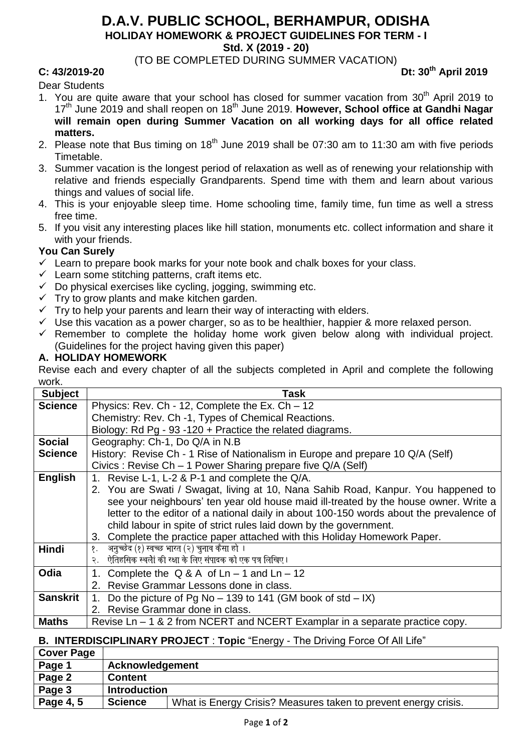# D.A.V. PUBLIC SCHOOL, BERHAMPUR, ODISHA

## HOLIDAY HOMEWORK & PROJECT GUIDELINES FOR TERM - I

**Std. X (2019 - 20)**

(TO BE COMPLETED DURING SUMMER VACATION)

**C: 43/2019-20** **Dt: 30th April 2019**

Dear Students

1. You are quite aware that your school has closed for summer vacation from 30th April 2019 to 17th June 2019 and shall reopen on 18th June 2019. **However, School office at Gandhi Nagar will remain open during Summer Vacation on all working days for all office related matters.**
2. Please note that Bus timing on 18th June 2019 shall be 07:30 am to 11:30 am with five periods Timetable.
3. Summer vacation is the longest period of relaxation as well as of renewing your relationship with relative and friends especially Grandparents. Spend time with them and learn about various things and values of social life.
4. This is your enjoyable sleep time. Home schooling time, family time, fun time as well a stress free time.
5. If you visit any interesting places like hill station, monuments etc. collect information and share it with your friends.

**You Can Surely**

- ✓ Learn to prepare book marks for your note book and chalk boxes for your class.
- ✓ Learn some stitching patterns, craft items etc.
- ✓ Do physical exercises like cycling, jogging, swimming etc.
- ✓ Try to grow plants and make kitchen garden.
- ✓ Try to help your parents and learn their way of interacting with elders.
- ✓ Use this vacation as a power charger, so as to be healthier, happier & more relaxed person.
- ✓ Remember to complete the holiday home work given below along with individual project. (Guidelines for the project having given this paper)

**A. HOLIDAY HOMEWORK**

Revise each and every chapter of all the subjects completed in April and complete the following work.

| Subject | Task |
|---|---|
| **Science** | Physics: Rev. Ch - 12, Complete the Ex. Ch – 12<br>Chemistry: Rev. Ch -1, Types of Chemical Reactions.<br>Biology: Rd Pg - 93 -120 + Practice the related diagrams. |
| **Social Science** | Geography: Ch-1, Do Q/A in N.B<br>History: Revise Ch - 1 Rise of Nationalism in Europe and prepare 10 Q/A (Self)<br>Civics : Revise Ch – 1 Power Sharing prepare five Q/A (Self) |
| **English** | 1. Revise L-1, L-2 & P-1 and complete the Q/A.<br>2. You are Swati / Swagat, living at 10, Nana Sahib Road, Kanpur. You happened to see your neighbours' ten year old house maid ill-treated by the house owner. Write a letter to the editor of a national daily in about 100-150 words about the prevalence of child labour in spite of strict rules laid down by the government.<br>3. Complete the practice paper attached with this Holiday Homework Paper. |
| **Hindi** | १. अनुच्छेद (१) स्वच्छ भारत (२) चुनाव कैसा हो ।<br>२. ऐतिहासिक स्थलों की रक्षा के लिए संपादक को एक पत्र लिखिए। |
| **Odia** | 1. Complete the Q & A of Ln – 1 and Ln – 12<br>2. Revise Grammar Lessons done in class. |
| **Sanskrit** | 1. Do the picture of Pg No – 139 to 141 (GM book of std – IX)<br>2. Revise Grammar done in class. |
| **Maths** | Revise Ln – 1 & 2 from NCERT and NCERT Examplar in a separate practice copy. |

**B. INTERDISCIPLINARY PROJECT** : **Topic** "Energy - The Driving Force Of All Life"

| Cover Page | | |
|---|---|---|
| **Page 1** | **Acknowledgement** | |
| **Page 2** | **Content** | |
| **Page 3** | **Introduction** | |
| **Page 4, 5** | **Science** | What is Energy Crisis? Measures taken to prevent energy crisis. |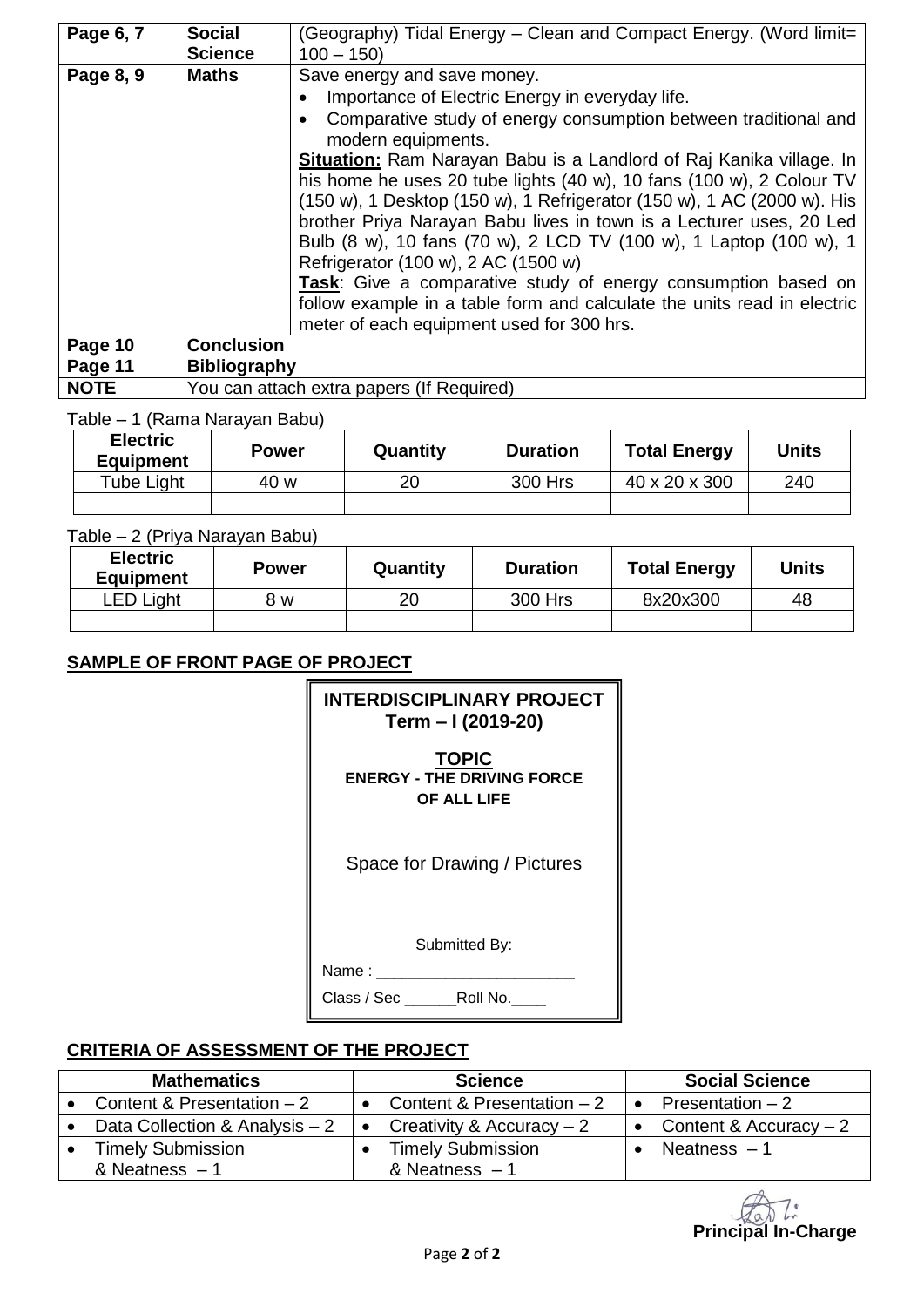| | | |
|---|---|---|
| **Page 6, 7** | **Social Science** | (Geography) Tidal Energy – Clean and Compact Energy. (Word limit= 100 – 150) |
| **Page 8, 9** | **Maths** | Save energy and save money.<br>• Importance of Electric Energy in everyday life.<br>• Comparative study of energy consumption between traditional and modern equipments.<br>**Situation:** Ram Narayan Babu is a Landlord of Raj Kanika village. In his home he uses 20 tube lights (40 w), 10 fans (100 w), 2 Colour TV (150 w), 1 Desktop (150 w), 1 Refrigerator (150 w), 1 AC (2000 w). His brother Priya Narayan Babu lives in town is a Lecturer uses, 20 Led Bulb (8 w), 10 fans (70 w), 2 LCD TV (100 w), 1 Laptop (100 w), 1 Refrigerator (100 w), 2 AC (1500 w)<br>**Task**: Give a comparative study of energy consumption based on follow example in a table form and calculate the units read in electric meter of each equipment used for 300 hrs. |
| **Page 10** | **Conclusion** | |
| **Page 11** | **Bibliography** | |
| **NOTE** | You can attach extra papers (If Required) | |

Table – 1 (Rama Narayan Babu)

| Electric Equipment | Power | Quantity | Duration | Total Energy | Units |
|---|---|---|---|---|---|
| Tube Light | 40 w | 20 | 300 Hrs | 40 x 20 x 300 | 240 |
| | | | | | |

Table – 2 (Priya Narayan Babu)

| Electric Equipment | Power | Quantity | Duration | Total Energy | Units |
|---|---|---|---|---|---|
| LED Light | 8 w | 20 | 300 Hrs | 8x20x300 | 48 |
| | | | | | |

## SAMPLE OF FRONT PAGE OF PROJECT

**INTERDISCIPLINARY PROJECT**
**Term – I (2019-20)**

**TOPIC**
**ENERGY - THE DRIVING FORCE OF ALL LIFE**

Space for Drawing / Pictures

Submitted By:

Name : _______________________

Class / Sec ______Roll No.____

## CRITERIA OF ASSESSMENT OF THE PROJECT

| Mathematics | Science | Social Science |
|---|---|---|
| • Content & Presentation – 2 | • Content & Presentation – 2 | • Presentation – 2 |
| • Data Collection & Analysis – 2 | • Creativity & Accuracy – 2 | • Content & Accuracy – 2 |
| • Timely Submission & Neatness – 1 | • Timely Submission & Neatness – 1 | • Neatness – 1 |

**Principal In-Charge**